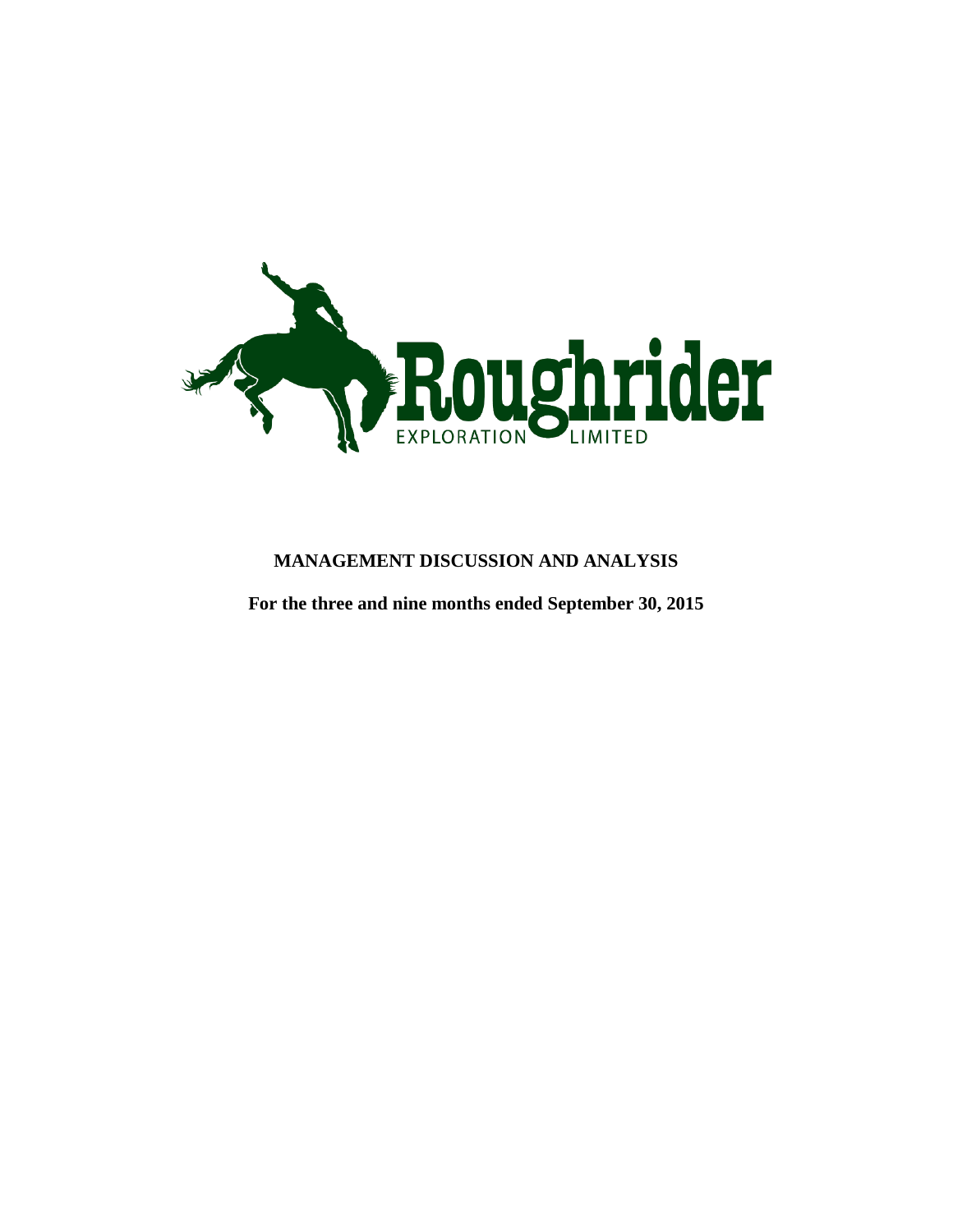Roughrider

EXPLORATION LIMITED

**MANAGEMENT DISCUSSION AND ANALYSIS**

**For the three and nine months ended September 30, 2015**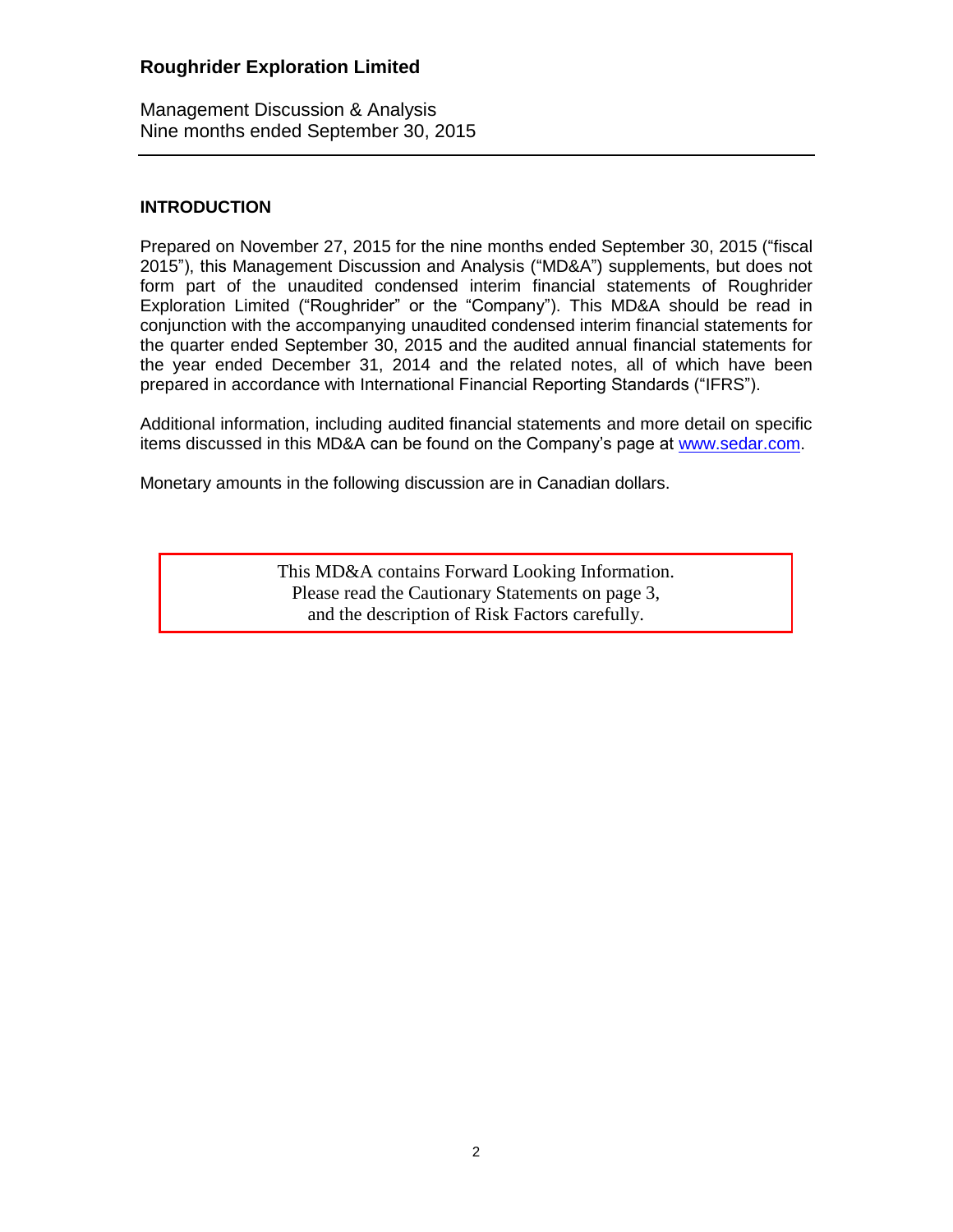# Roughrider Exploration Limited

Management Discussion & Analysis
Nine months ended September 30, 2015

## INTRODUCTION

Prepared on November 27, 2015 for the nine months ended September 30, 2015 ("fiscal 2015"), this Management Discussion and Analysis ("MD&A") supplements, but does not form part of the unaudited condensed interim financial statements of Roughrider Exploration Limited ("Roughrider" or the "Company"). This MD&A should be read in conjunction with the accompanying unaudited condensed interim financial statements for the quarter ended September 30, 2015 and the audited annual financial statements for the year ended December 31, 2014 and the related notes, all of which have been prepared in accordance with International Financial Reporting Standards ("IFRS").

Additional information, including audited financial statements and more detail on specific items discussed in this MD&A can be found on the Company's page at [www.sedar.com](http://www.sedar.com).

Monetary amounts in the following discussion are in Canadian dollars.

> This MD&A contains Forward Looking Information.
> Please read the Cautionary Statements on page 3,
> and the description of Risk Factors carefully.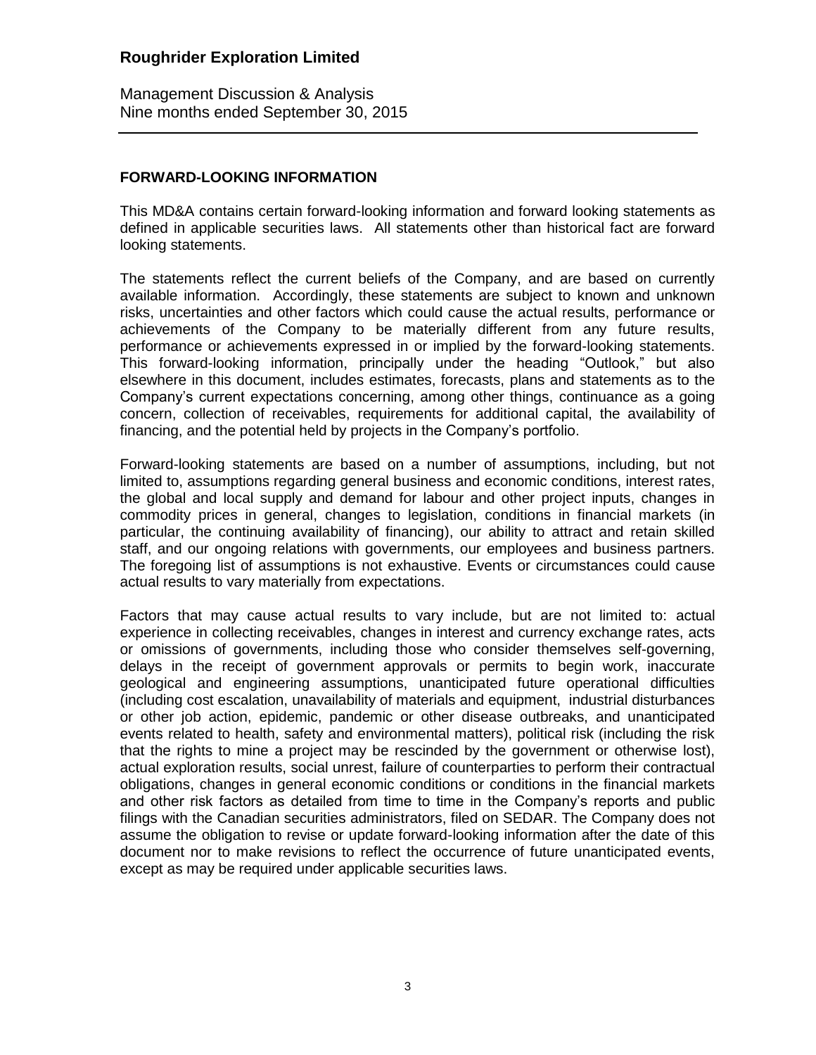## FORWARD-LOOKING INFORMATION

This MD&A contains certain forward-looking information and forward looking statements as defined in applicable securities laws. All statements other than historical fact are forward looking statements.

The statements reflect the current beliefs of the Company, and are based on currently available information. Accordingly, these statements are subject to known and unknown risks, uncertainties and other factors which could cause the actual results, performance or achievements of the Company to be materially different from any future results, performance or achievements expressed in or implied by the forward-looking statements. This forward-looking information, principally under the heading "Outlook," but also elsewhere in this document, includes estimates, forecasts, plans and statements as to the Company's current expectations concerning, among other things, continuance as a going concern, collection of receivables, requirements for additional capital, the availability of financing, and the potential held by projects in the Company's portfolio.

Forward-looking statements are based on a number of assumptions, including, but not limited to, assumptions regarding general business and economic conditions, interest rates, the global and local supply and demand for labour and other project inputs, changes in commodity prices in general, changes to legislation, conditions in financial markets (in particular, the continuing availability of financing), our ability to attract and retain skilled staff, and our ongoing relations with governments, our employees and business partners. The foregoing list of assumptions is not exhaustive. Events or circumstances could cause actual results to vary materially from expectations.

Factors that may cause actual results to vary include, but are not limited to: actual experience in collecting receivables, changes in interest and currency exchange rates, acts or omissions of governments, including those who consider themselves self-governing, delays in the receipt of government approvals or permits to begin work, inaccurate geological and engineering assumptions, unanticipated future operational difficulties (including cost escalation, unavailability of materials and equipment, industrial disturbances or other job action, epidemic, pandemic or other disease outbreaks, and unanticipated events related to health, safety and environmental matters), political risk (including the risk that the rights to mine a project may be rescinded by the government or otherwise lost), actual exploration results, social unrest, failure of counterparties to perform their contractual obligations, changes in general economic conditions or conditions in the financial markets and other risk factors as detailed from time to time in the Company's reports and public filings with the Canadian securities administrators, filed on SEDAR. The Company does not assume the obligation to revise or update forward-looking information after the date of this document nor to make revisions to reflect the occurrence of future unanticipated events, except as may be required under applicable securities laws.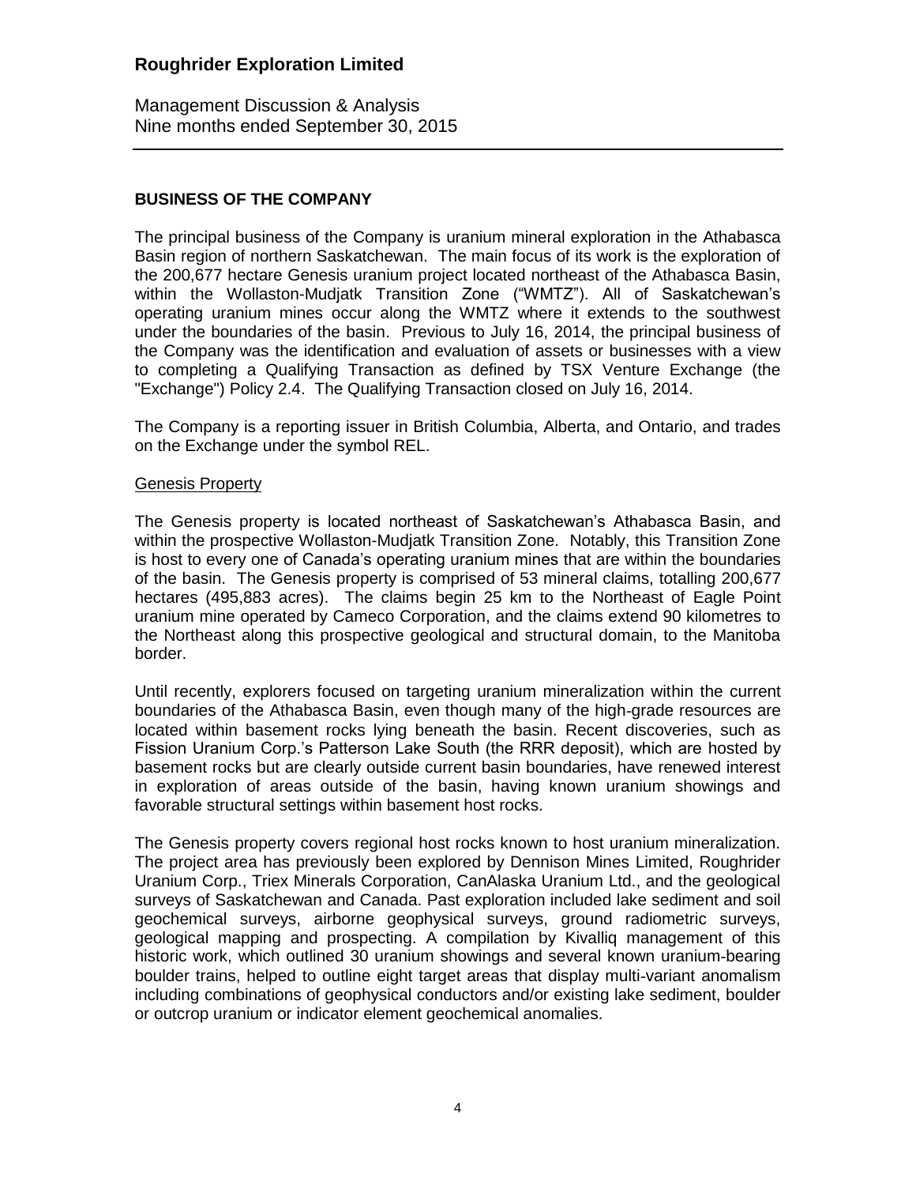## BUSINESS OF THE COMPANY

The principal business of the Company is uranium mineral exploration in the Athabasca Basin region of northern Saskatchewan. The main focus of its work is the exploration of the 200,677 hectare Genesis uranium project located northeast of the Athabasca Basin, within the Wollaston-Mudjatk Transition Zone ("WMTZ"). All of Saskatchewan's operating uranium mines occur along the WMTZ where it extends to the southwest under the boundaries of the basin. Previous to July 16, 2014, the principal business of the Company was the identification and evaluation of assets or businesses with a view to completing a Qualifying Transaction as defined by TSX Venture Exchange (the "Exchange") Policy 2.4. The Qualifying Transaction closed on July 16, 2014.

The Company is a reporting issuer in British Columbia, Alberta, and Ontario, and trades on the Exchange under the symbol REL.

### Genesis Property

The Genesis property is located northeast of Saskatchewan's Athabasca Basin, and within the prospective Wollaston-Mudjatk Transition Zone. Notably, this Transition Zone is host to every one of Canada's operating uranium mines that are within the boundaries of the basin. The Genesis property is comprised of 53 mineral claims, totalling 200,677 hectares (495,883 acres). The claims begin 25 km to the Northeast of Eagle Point uranium mine operated by Cameco Corporation, and the claims extend 90 kilometres to the Northeast along this prospective geological and structural domain, to the Manitoba border.

Until recently, explorers focused on targeting uranium mineralization within the current boundaries of the Athabasca Basin, even though many of the high-grade resources are located within basement rocks lying beneath the basin. Recent discoveries, such as Fission Uranium Corp.'s Patterson Lake South (the RRR deposit), which are hosted by basement rocks but are clearly outside current basin boundaries, have renewed interest in exploration of areas outside of the basin, having known uranium showings and favorable structural settings within basement host rocks.

The Genesis property covers regional host rocks known to host uranium mineralization. The project area has previously been explored by Dennison Mines Limited, Roughrider Uranium Corp., Triex Minerals Corporation, CanAlaska Uranium Ltd., and the geological surveys of Saskatchewan and Canada. Past exploration included lake sediment and soil geochemical surveys, airborne geophysical surveys, ground radiometric surveys, geological mapping and prospecting. A compilation by Kivalliq management of this historic work, which outlined 30 uranium showings and several known uranium-bearing boulder trains, helped to outline eight target areas that display multi-variant anomalism including combinations of geophysical conductors and/or existing lake sediment, boulder or outcrop uranium or indicator element geochemical anomalies.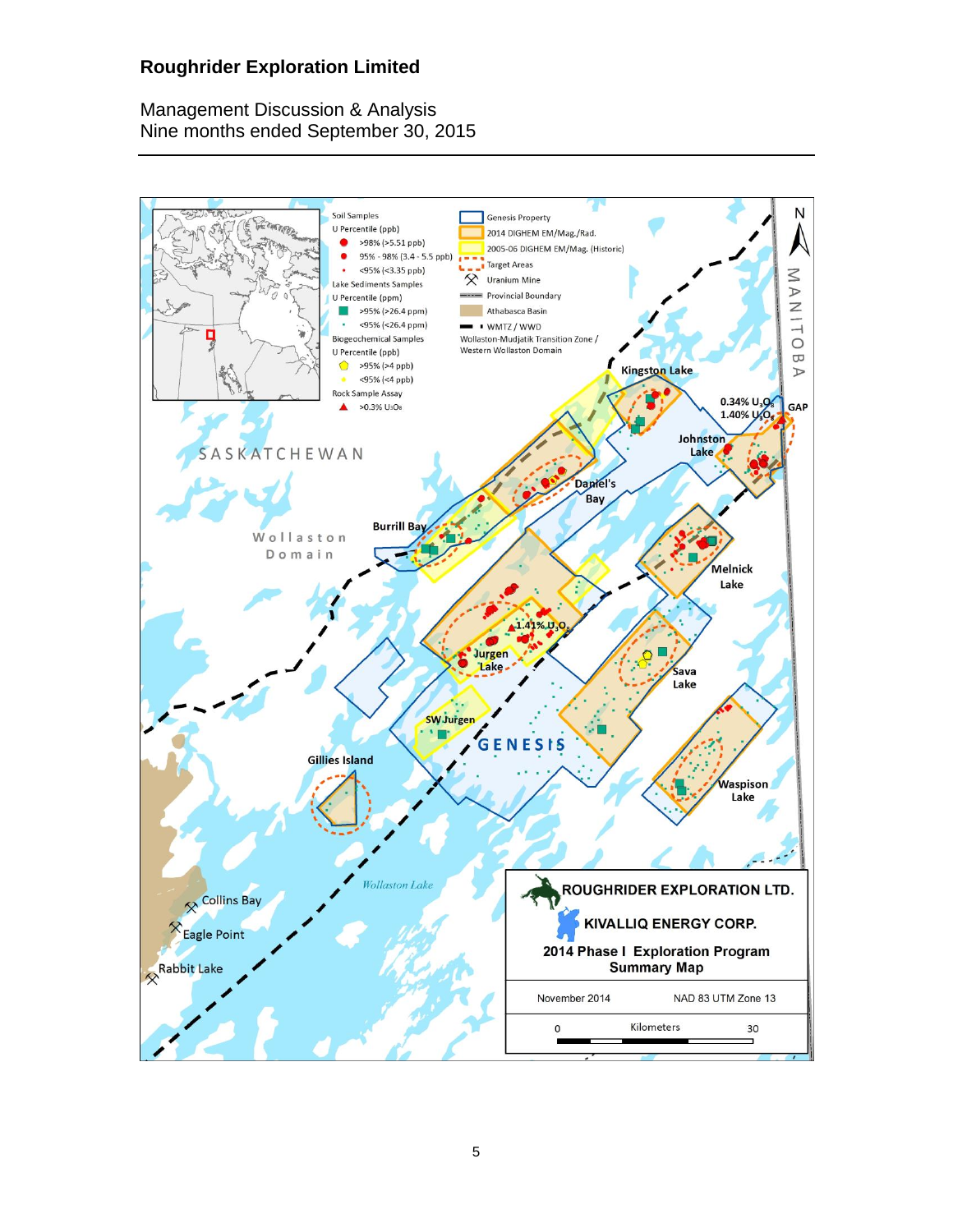ROUGHRIDER EXPLORATION LTD.

KIVALLIQ ENERGY CORP.

2014 Phase I Exploration Program Summary Map

November 2014 — NAD 83 UTM Zone 13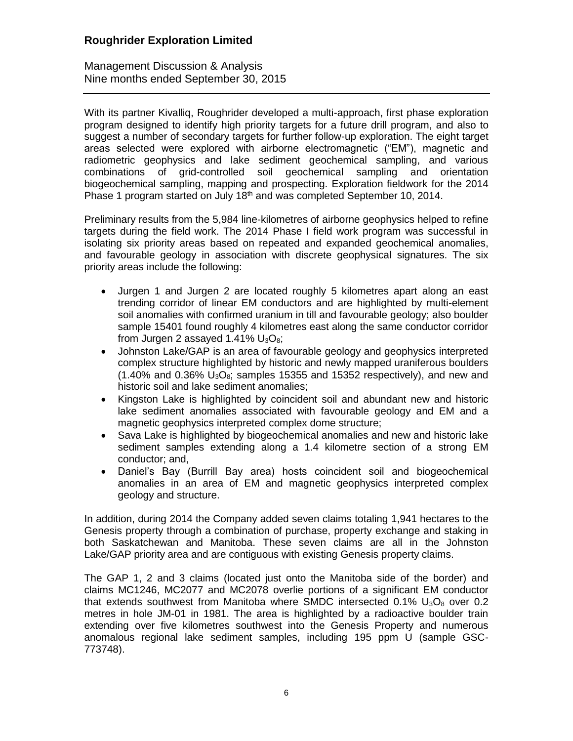With its partner Kivalliq, Roughrider developed a multi-approach, first phase exploration program designed to identify high priority targets for a future drill program, and also to suggest a number of secondary targets for further follow-up exploration. The eight target areas selected were explored with airborne electromagnetic ("EM"), magnetic and radiometric geophysics and lake sediment geochemical sampling, and various combinations of grid-controlled soil geochemical sampling and orientation biogeochemical sampling, mapping and prospecting. Exploration fieldwork for the 2014 Phase 1 program started on July 18th and was completed September 10, 2014.

Preliminary results from the 5,984 line-kilometres of airborne geophysics helped to refine targets during the field work. The 2014 Phase I field work program was successful in isolating six priority areas based on repeated and expanded geochemical anomalies, and favourable geology in association with discrete geophysical signatures. The six priority areas include the following:

- Jurgen 1 and Jurgen 2 are located roughly 5 kilometres apart along an east trending corridor of linear EM conductors and are highlighted by multi-element soil anomalies with confirmed uranium in till and favourable geology; also boulder sample 15401 found roughly 4 kilometres east along the same conductor corridor from Jurgen 2 assayed 1.41% $U_3O_8$;
- Johnston Lake/GAP is an area of favourable geology and geophysics interpreted complex structure highlighted by historic and newly mapped uraniferous boulders (1.40% and 0.36% $U_3O_8$; samples 15355 and 15352 respectively), and new and historic soil and lake sediment anomalies;
- Kingston Lake is highlighted by coincident soil and abundant new and historic lake sediment anomalies associated with favourable geology and EM and a magnetic geophysics interpreted complex dome structure;
- Sava Lake is highlighted by biogeochemical anomalies and new and historic lake sediment samples extending along a 1.4 kilometre section of a strong EM conductor; and,
- Daniel's Bay (Burrill Bay area) hosts coincident soil and biogeochemical anomalies in an area of EM and magnetic geophysics interpreted complex geology and structure.

In addition, during 2014 the Company added seven claims totaling 1,941 hectares to the Genesis property through a combination of purchase, property exchange and staking in both Saskatchewan and Manitoba. These seven claims are all in the Johnston Lake/GAP priority area and are contiguous with existing Genesis property claims.

The GAP 1, 2 and 3 claims (located just onto the Manitoba side of the border) and claims MC1246, MC2077 and MC2078 overlie portions of a significant EM conductor that extends southwest from Manitoba where SMDC intersected 0.1% $U_3O_8$ over 0.2 metres in hole JM-01 in 1981. The area is highlighted by a radioactive boulder train extending over five kilometres southwest into the Genesis Property and numerous anomalous regional lake sediment samples, including 195 ppm U (sample GSC-773748).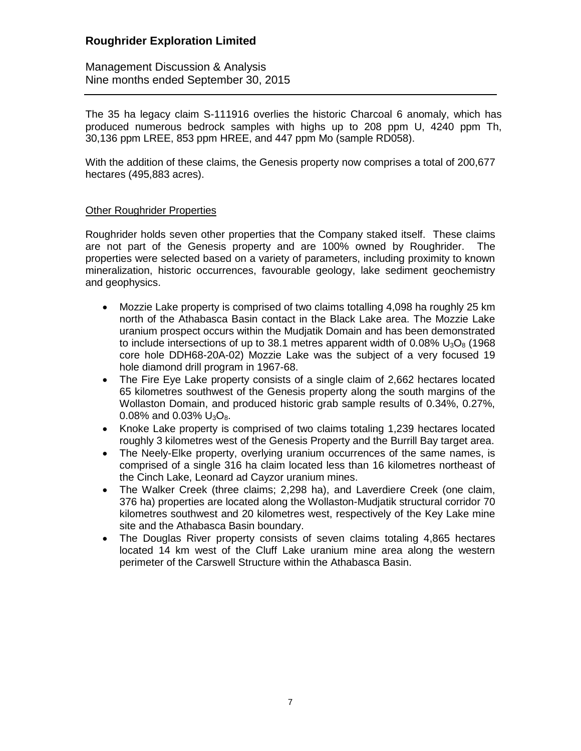The 35 ha legacy claim S-111916 overlies the historic Charcoal 6 anomaly, which has produced numerous bedrock samples with highs up to 208 ppm U, 4240 ppm Th, 30,136 ppm LREE, 853 ppm HREE, and 447 ppm Mo (sample RD058).

With the addition of these claims, the Genesis property now comprises a total of 200,677 hectares (495,883 acres).

Other Roughrider Properties

Roughrider holds seven other properties that the Company staked itself. These claims are not part of the Genesis property and are 100% owned by Roughrider. The properties were selected based on a variety of parameters, including proximity to known mineralization, historic occurrences, favourable geology, lake sediment geochemistry and geophysics.

- Mozzie Lake property is comprised of two claims totalling 4,098 ha roughly 25 km north of the Athabasca Basin contact in the Black Lake area. The Mozzie Lake uranium prospect occurs within the Mudjatik Domain and has been demonstrated to include intersections of up to 38.1 metres apparent width of 0.08% $U_3O_8$ (1968 core hole DDH68-20A-02) Mozzie Lake was the subject of a very focused 19 hole diamond drill program in 1967-68.
- The Fire Eye Lake property consists of a single claim of 2,662 hectares located 65 kilometres southwest of the Genesis property along the south margins of the Wollaston Domain, and produced historic grab sample results of 0.34%, 0.27%, 0.08% and 0.03% $U_3O_8$.
- Knoke Lake property is comprised of two claims totaling 1,239 hectares located roughly 3 kilometres west of the Genesis Property and the Burrill Bay target area.
- The Neely-Elke property, overlying uranium occurrences of the same names, is comprised of a single 316 ha claim located less than 16 kilometres northeast of the Cinch Lake, Leonard ad Cayzor uranium mines.
- The Walker Creek (three claims; 2,298 ha), and Laverdiere Creek (one claim, 376 ha) properties are located along the Wollaston-Mudjatik structural corridor 70 kilometres southwest and 20 kilometres west, respectively of the Key Lake mine site and the Athabasca Basin boundary.
- The Douglas River property consists of seven claims totaling 4,865 hectares located 14 km west of the Cluff Lake uranium mine area along the western perimeter of the Carswell Structure within the Athabasca Basin.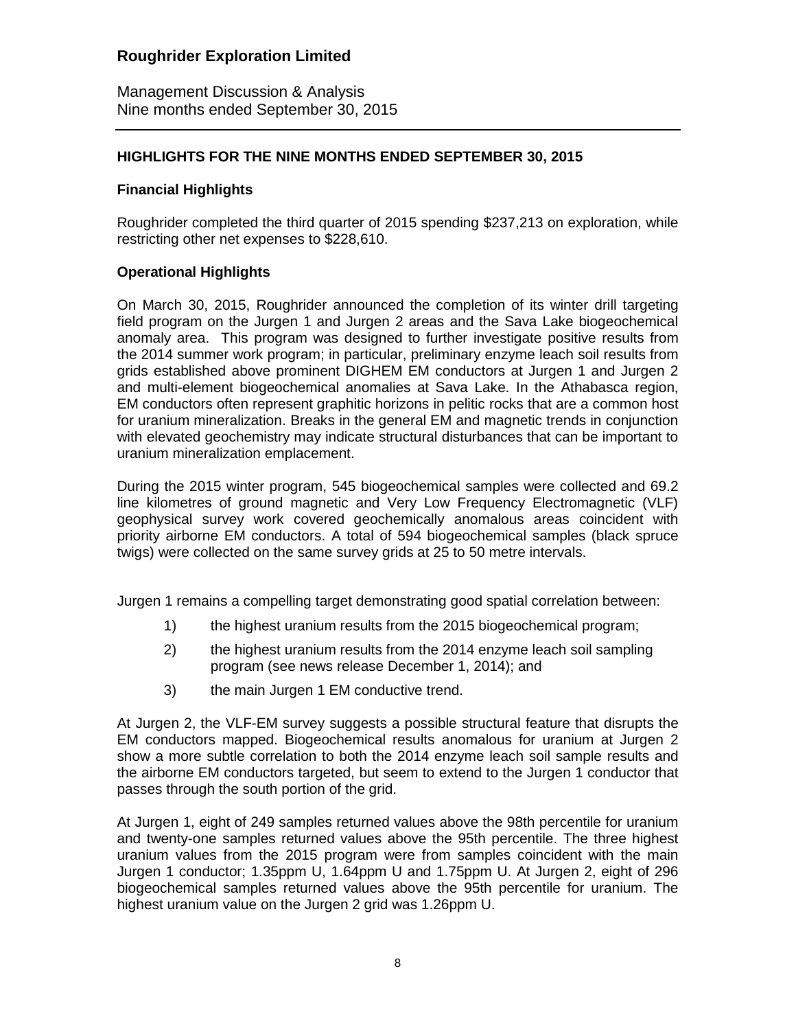## HIGHLIGHTS FOR THE NINE MONTHS ENDED SEPTEMBER 30, 2015

### Financial Highlights

Roughrider completed the third quarter of 2015 spending $237,213 on exploration, while restricting other net expenses to $228,610.

### Operational Highlights

On March 30, 2015, Roughrider announced the completion of its winter drill targeting field program on the Jurgen 1 and Jurgen 2 areas and the Sava Lake biogeochemical anomaly area. This program was designed to further investigate positive results from the 2014 summer work program; in particular, preliminary enzyme leach soil results from grids established above prominent DIGHEM EM conductors at Jurgen 1 and Jurgen 2 and multi-element biogeochemical anomalies at Sava Lake. In the Athabasca region, EM conductors often represent graphitic horizons in pelitic rocks that are a common host for uranium mineralization. Breaks in the general EM and magnetic trends in conjunction with elevated geochemistry may indicate structural disturbances that can be important to uranium mineralization emplacement.

During the 2015 winter program, 545 biogeochemical samples were collected and 69.2 line kilometres of ground magnetic and Very Low Frequency Electromagnetic (VLF) geophysical survey work covered geochemically anomalous areas coincident with priority airborne EM conductors. A total of 594 biogeochemical samples (black spruce twigs) were collected on the same survey grids at 25 to 50 metre intervals.

Jurgen 1 remains a compelling target demonstrating good spatial correlation between:

1) the highest uranium results from the 2015 biogeochemical program;
2) the highest uranium results from the 2014 enzyme leach soil sampling program (see news release December 1, 2014); and
3) the main Jurgen 1 EM conductive trend.

At Jurgen 2, the VLF-EM survey suggests a possible structural feature that disrupts the EM conductors mapped. Biogeochemical results anomalous for uranium at Jurgen 2 show a more subtle correlation to both the 2014 enzyme leach soil sample results and the airborne EM conductors targeted, but seem to extend to the Jurgen 1 conductor that passes through the south portion of the grid.

At Jurgen 1, eight of 249 samples returned values above the 98th percentile for uranium and twenty-one samples returned values above the 95th percentile. The three highest uranium values from the 2015 program were from samples coincident with the main Jurgen 1 conductor; 1.35ppm U, 1.64ppm U and 1.75ppm U. At Jurgen 2, eight of 296 biogeochemical samples returned values above the 95th percentile for uranium. The highest uranium value on the Jurgen 2 grid was 1.26ppm U.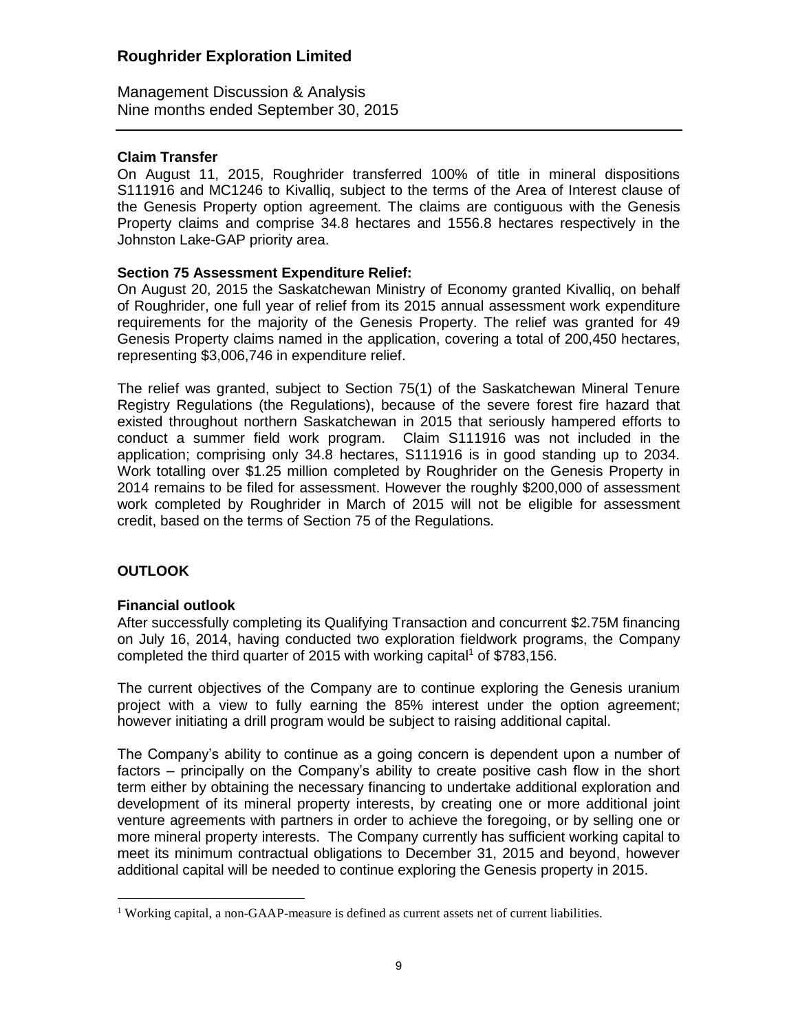### Claim Transfer

On August 11, 2015, Roughrider transferred 100% of title in mineral dispositions S111916 and MC1246 to Kivalliq, subject to the terms of the Area of Interest clause of the Genesis Property option agreement. The claims are contiguous with the Genesis Property claims and comprise 34.8 hectares and 1556.8 hectares respectively in the Johnston Lake-GAP priority area.

### Section 75 Assessment Expenditure Relief:

On August 20, 2015 the Saskatchewan Ministry of Economy granted Kivalliq, on behalf of Roughrider, one full year of relief from its 2015 annual assessment work expenditure requirements for the majority of the Genesis Property. The relief was granted for 49 Genesis Property claims named in the application, covering a total of 200,450 hectares, representing $3,006,746 in expenditure relief.

The relief was granted, subject to Section 75(1) of the Saskatchewan Mineral Tenure Registry Regulations (the Regulations), because of the severe forest fire hazard that existed throughout northern Saskatchewan in 2015 that seriously hampered efforts to conduct a summer field work program. Claim S111916 was not included in the application; comprising only 34.8 hectares, S111916 is in good standing up to 2034. Work totalling over $1.25 million completed by Roughrider on the Genesis Property in 2014 remains to be filed for assessment. However the roughly $200,000 of assessment work completed by Roughrider in March of 2015 will not be eligible for assessment credit, based on the terms of Section 75 of the Regulations.

## OUTLOOK

### Financial outlook

After successfully completing its Qualifying Transaction and concurrent $2.75M financing on July 16, 2014, having conducted two exploration fieldwork programs, the Company completed the third quarter of 2015 with working capital[1] of $783,156.

The current objectives of the Company are to continue exploring the Genesis uranium project with a view to fully earning the 85% interest under the option agreement; however initiating a drill program would be subject to raising additional capital.

The Company's ability to continue as a going concern is dependent upon a number of factors – principally on the Company's ability to create positive cash flow in the short term either by obtaining the necessary financing to undertake additional exploration and development of its mineral property interests, by creating one or more additional joint venture agreements with partners in order to achieve the foregoing, or by selling one or more mineral property interests. The Company currently has sufficient working capital to meet its minimum contractual obligations to December 31, 2015 and beyond, however additional capital will be needed to continue exploring the Genesis property in 2015.

[1] Working capital, a non-GAAP-measure is defined as current assets net of current liabilities.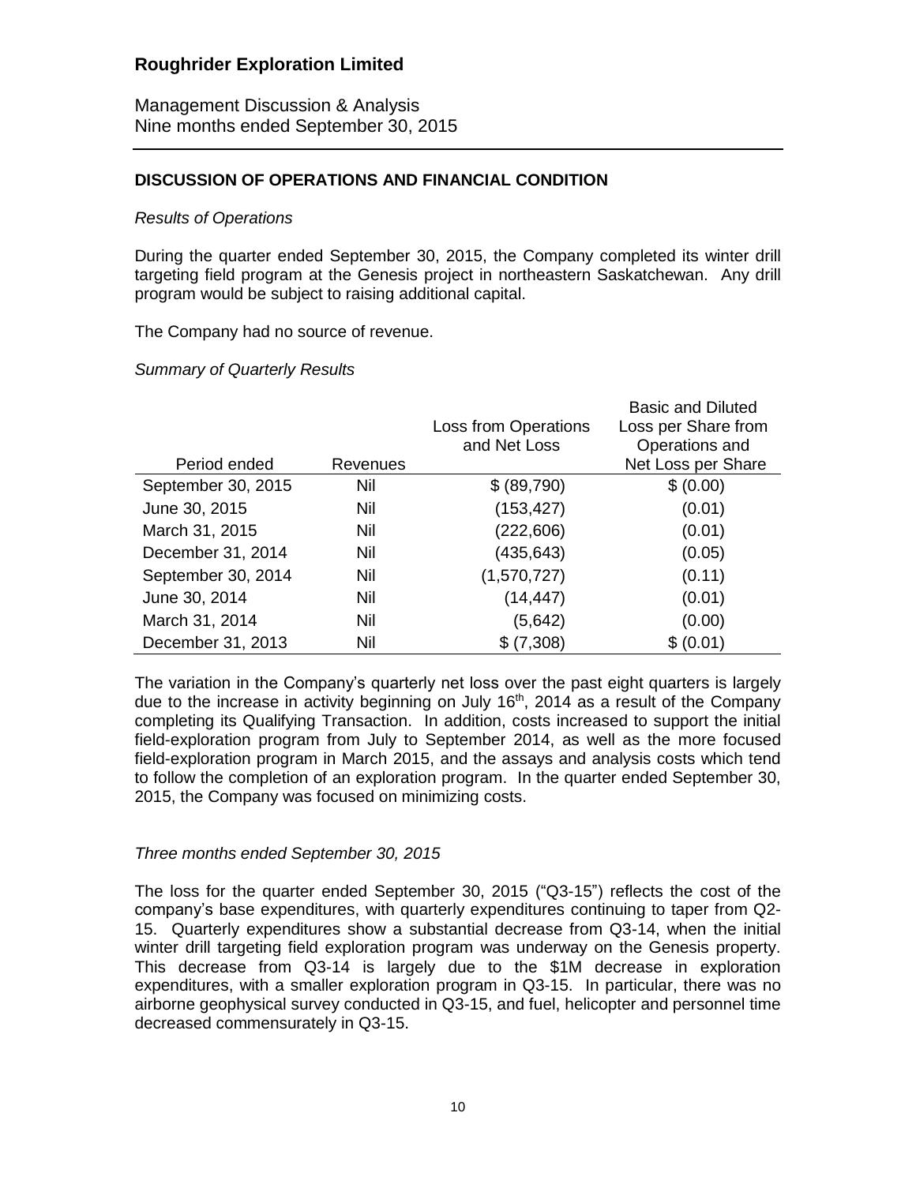## DISCUSSION OF OPERATIONS AND FINANCIAL CONDITION

*Results of Operations*

During the quarter ended September 30, 2015, the Company completed its winter drill targeting field program at the Genesis project in northeastern Saskatchewan. Any drill program would be subject to raising additional capital.

The Company had no source of revenue.

*Summary of Quarterly Results*

| Period ended | Revenues | Loss from Operations and Net Loss | Basic and Diluted Loss per Share from Operations and Net Loss per Share |
|---|---|---|---|
| September 30, 2015 | Nil | $ (89,790) | $ (0.00) |
| June 30, 2015 | Nil | (153,427) | (0.01) |
| March 31, 2015 | Nil | (222,606) | (0.01) |
| December 31, 2014 | Nil | (435,643) | (0.05) |
| September 30, 2014 | Nil | (1,570,727) | (0.11) |
| June 30, 2014 | Nil | (14,447) | (0.01) |
| March 31, 2014 | Nil | (5,642) | (0.00) |
| December 31, 2013 | Nil | $ (7,308) | $ (0.01) |

The variation in the Company's quarterly net loss over the past eight quarters is largely due to the increase in activity beginning on July 16th, 2014 as a result of the Company completing its Qualifying Transaction. In addition, costs increased to support the initial field-exploration program from July to September 2014, as well as the more focused field-exploration program in March 2015, and the assays and analysis costs which tend to follow the completion of an exploration program. In the quarter ended September 30, 2015, the Company was focused on minimizing costs.

*Three months ended September 30, 2015*

The loss for the quarter ended September 30, 2015 ("Q3-15") reflects the cost of the company's base expenditures, with quarterly expenditures continuing to taper from Q2-15. Quarterly expenditures show a substantial decrease from Q3-14, when the initial winter drill targeting field exploration program was underway on the Genesis property. This decrease from Q3-14 is largely due to the $1M decrease in exploration expenditures, with a smaller exploration program in Q3-15. In particular, there was no airborne geophysical survey conducted in Q3-15, and fuel, helicopter and personnel time decreased commensurately in Q3-15.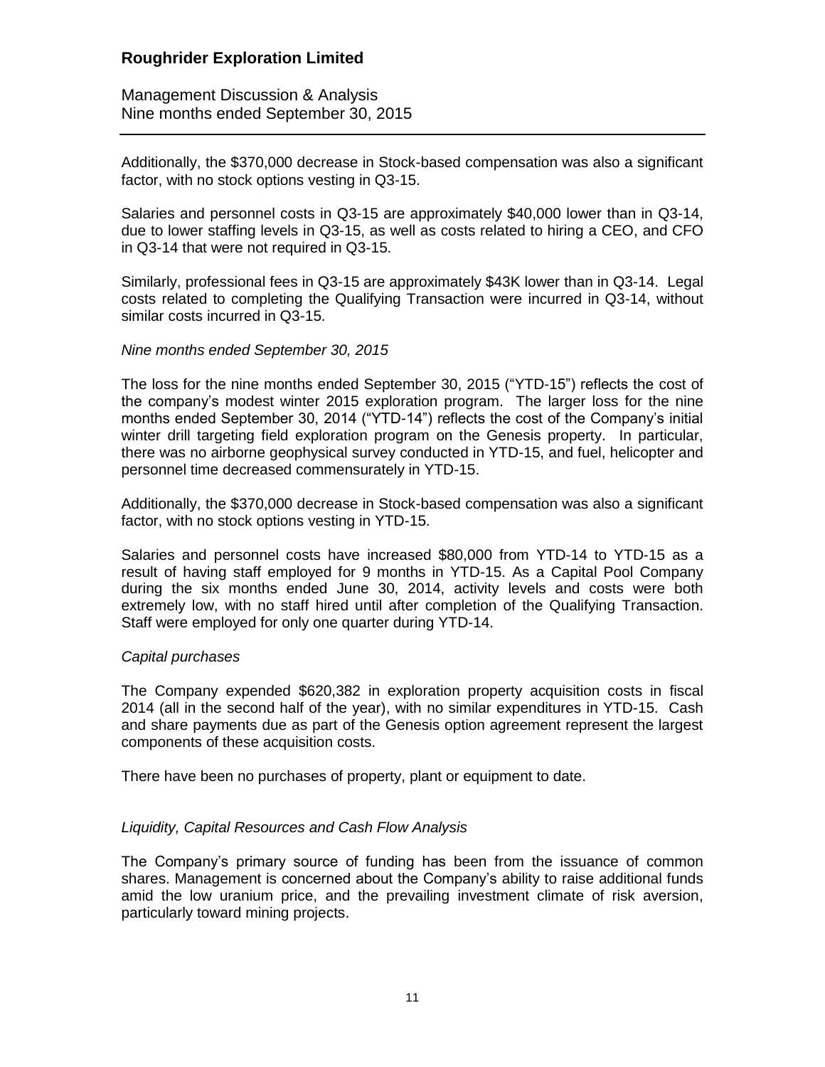Additionally, the $370,000 decrease in Stock-based compensation was also a significant factor, with no stock options vesting in Q3-15.

Salaries and personnel costs in Q3-15 are approximately $40,000 lower than in Q3-14, due to lower staffing levels in Q3-15, as well as costs related to hiring a CEO, and CFO in Q3-14 that were not required in Q3-15.

Similarly, professional fees in Q3-15 are approximately $43K lower than in Q3-14. Legal costs related to completing the Qualifying Transaction were incurred in Q3-14, without similar costs incurred in Q3-15.

*Nine months ended September 30, 2015*

The loss for the nine months ended September 30, 2015 ("YTD-15") reflects the cost of the company's modest winter 2015 exploration program. The larger loss for the nine months ended September 30, 2014 ("YTD-14") reflects the cost of the Company's initial winter drill targeting field exploration program on the Genesis property. In particular, there was no airborne geophysical survey conducted in YTD-15, and fuel, helicopter and personnel time decreased commensurately in YTD-15.

Additionally, the $370,000 decrease in Stock-based compensation was also a significant factor, with no stock options vesting in YTD-15.

Salaries and personnel costs have increased $80,000 from YTD-14 to YTD-15 as a result of having staff employed for 9 months in YTD-15. As a Capital Pool Company during the six months ended June 30, 2014, activity levels and costs were both extremely low, with no staff hired until after completion of the Qualifying Transaction. Staff were employed for only one quarter during YTD-14.

*Capital purchases*

The Company expended $620,382 in exploration property acquisition costs in fiscal 2014 (all in the second half of the year), with no similar expenditures in YTD-15. Cash and share payments due as part of the Genesis option agreement represent the largest components of these acquisition costs.

There have been no purchases of property, plant or equipment to date.

*Liquidity, Capital Resources and Cash Flow Analysis*

The Company's primary source of funding has been from the issuance of common shares. Management is concerned about the Company's ability to raise additional funds amid the low uranium price, and the prevailing investment climate of risk aversion, particularly toward mining projects.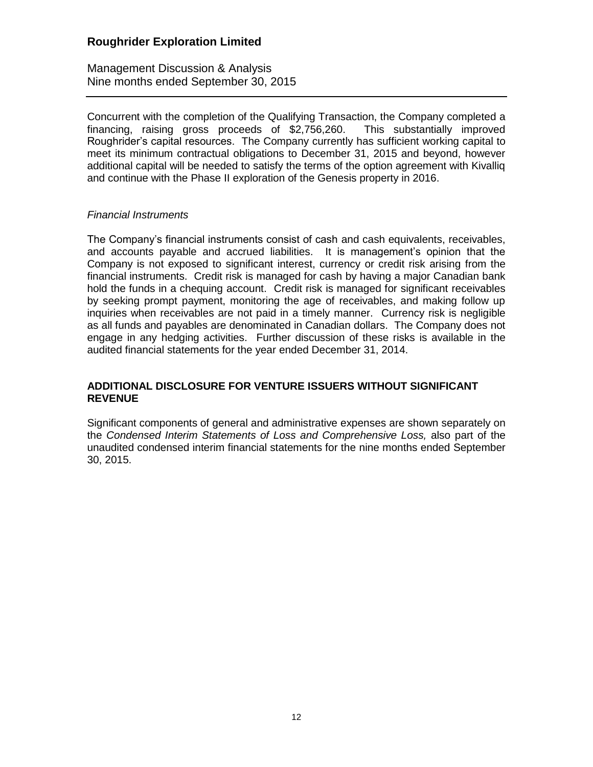Concurrent with the completion of the Qualifying Transaction, the Company completed a financing, raising gross proceeds of $2,756,260. This substantially improved Roughrider's capital resources. The Company currently has sufficient working capital to meet its minimum contractual obligations to December 31, 2015 and beyond, however additional capital will be needed to satisfy the terms of the option agreement with Kivalliq and continue with the Phase II exploration of the Genesis property in 2016.

*Financial Instruments*

The Company's financial instruments consist of cash and cash equivalents, receivables, and accounts payable and accrued liabilities. It is management's opinion that the Company is not exposed to significant interest, currency or credit risk arising from the financial instruments. Credit risk is managed for cash by having a major Canadian bank hold the funds in a chequing account. Credit risk is managed for significant receivables by seeking prompt payment, monitoring the age of receivables, and making follow up inquiries when receivables are not paid in a timely manner. Currency risk is negligible as all funds and payables are denominated in Canadian dollars. The Company does not engage in any hedging activities. Further discussion of these risks is available in the audited financial statements for the year ended December 31, 2014.

## ADDITIONAL DISCLOSURE FOR VENTURE ISSUERS WITHOUT SIGNIFICANT REVENUE

Significant components of general and administrative expenses are shown separately on the *Condensed Interim Statements of Loss and Comprehensive Loss,* also part of the unaudited condensed interim financial statements for the nine months ended September 30, 2015.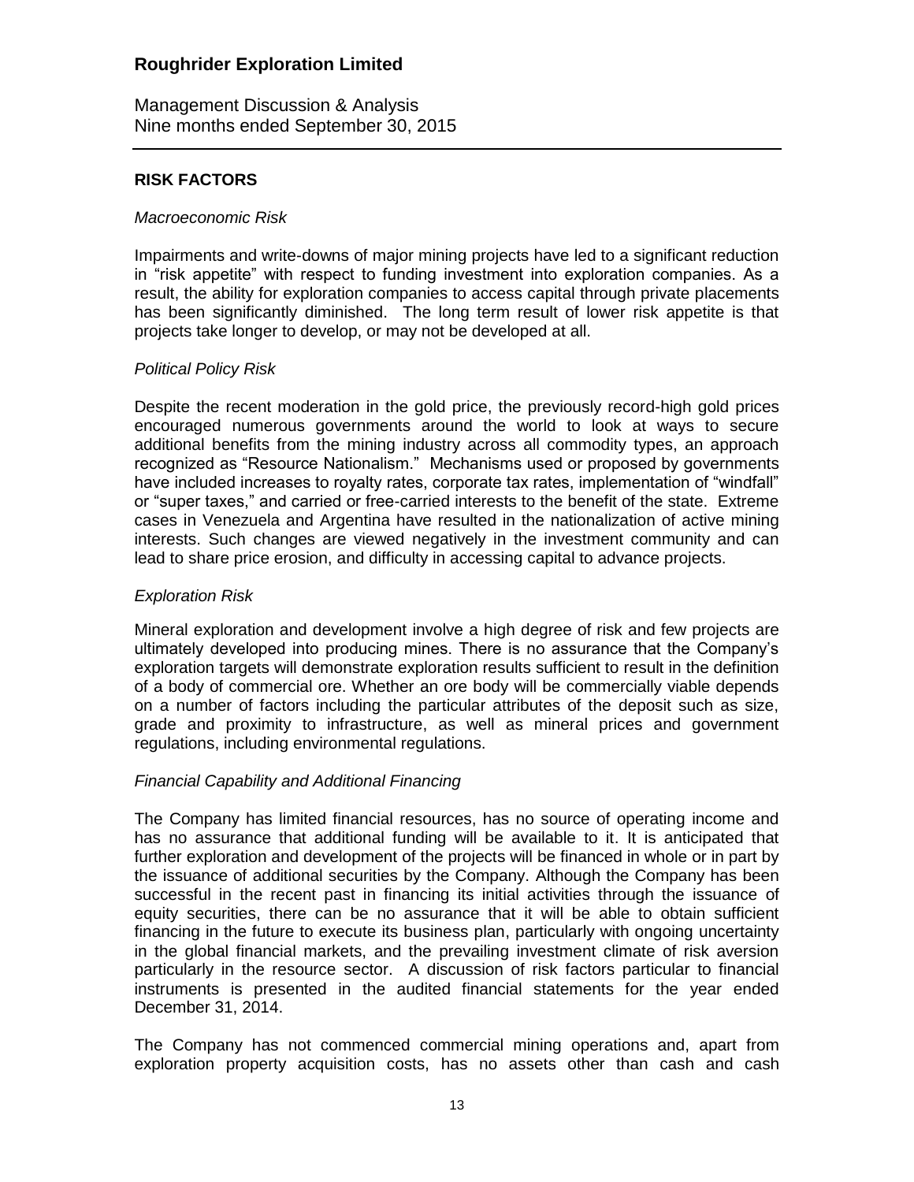## RISK FACTORS

### *Macroeconomic Risk*

Impairments and write-downs of major mining projects have led to a significant reduction in "risk appetite" with respect to funding investment into exploration companies. As a result, the ability for exploration companies to access capital through private placements has been significantly diminished. The long term result of lower risk appetite is that projects take longer to develop, or may not be developed at all.

### *Political Policy Risk*

Despite the recent moderation in the gold price, the previously record-high gold prices encouraged numerous governments around the world to look at ways to secure additional benefits from the mining industry across all commodity types, an approach recognized as "Resource Nationalism." Mechanisms used or proposed by governments have included increases to royalty rates, corporate tax rates, implementation of "windfall" or "super taxes," and carried or free-carried interests to the benefit of the state. Extreme cases in Venezuela and Argentina have resulted in the nationalization of active mining interests. Such changes are viewed negatively in the investment community and can lead to share price erosion, and difficulty in accessing capital to advance projects.

### *Exploration Risk*

Mineral exploration and development involve a high degree of risk and few projects are ultimately developed into producing mines. There is no assurance that the Company's exploration targets will demonstrate exploration results sufficient to result in the definition of a body of commercial ore. Whether an ore body will be commercially viable depends on a number of factors including the particular attributes of the deposit such as size, grade and proximity to infrastructure, as well as mineral prices and government regulations, including environmental regulations.

### *Financial Capability and Additional Financing*

The Company has limited financial resources, has no source of operating income and has no assurance that additional funding will be available to it. It is anticipated that further exploration and development of the projects will be financed in whole or in part by the issuance of additional securities by the Company. Although the Company has been successful in the recent past in financing its initial activities through the issuance of equity securities, there can be no assurance that it will be able to obtain sufficient financing in the future to execute its business plan, particularly with ongoing uncertainty in the global financial markets, and the prevailing investment climate of risk aversion particularly in the resource sector. A discussion of risk factors particular to financial instruments is presented in the audited financial statements for the year ended December 31, 2014.

The Company has not commenced commercial mining operations and, apart from exploration property acquisition costs, has no assets other than cash and cash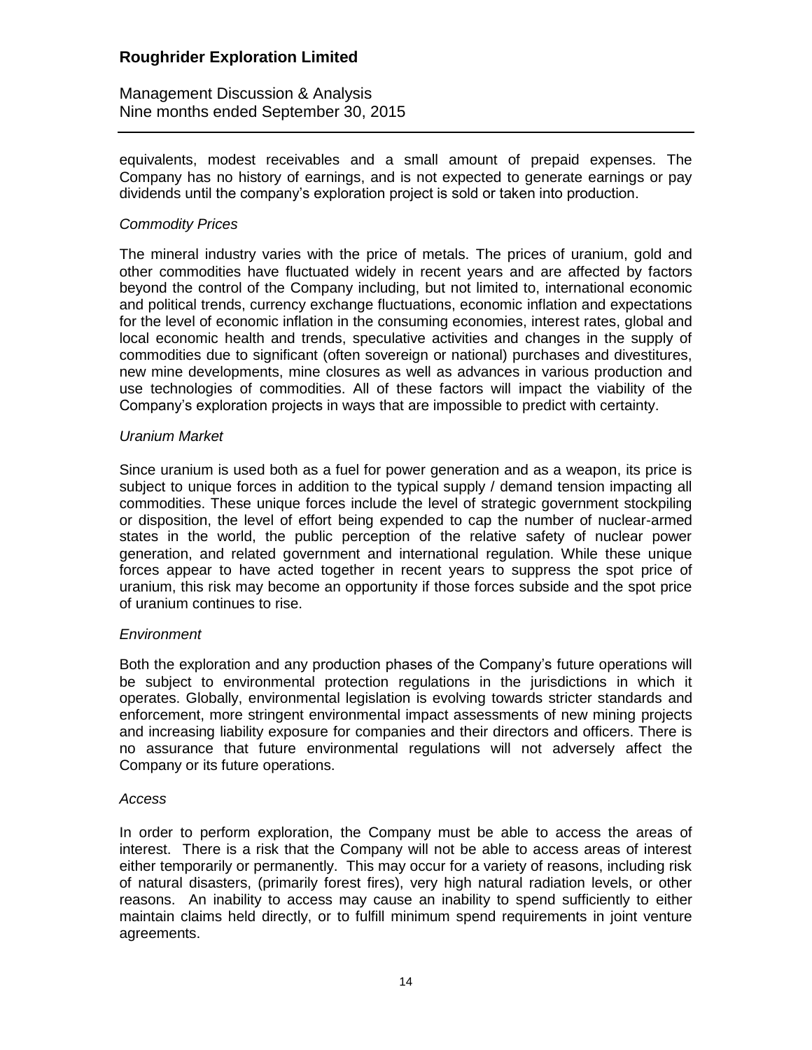equivalents, modest receivables and a small amount of prepaid expenses. The Company has no history of earnings, and is not expected to generate earnings or pay dividends until the company's exploration project is sold or taken into production.

*Commodity Prices*

The mineral industry varies with the price of metals. The prices of uranium, gold and other commodities have fluctuated widely in recent years and are affected by factors beyond the control of the Company including, but not limited to, international economic and political trends, currency exchange fluctuations, economic inflation and expectations for the level of economic inflation in the consuming economies, interest rates, global and local economic health and trends, speculative activities and changes in the supply of commodities due to significant (often sovereign or national) purchases and divestitures, new mine developments, mine closures as well as advances in various production and use technologies of commodities. All of these factors will impact the viability of the Company's exploration projects in ways that are impossible to predict with certainty.

*Uranium Market*

Since uranium is used both as a fuel for power generation and as a weapon, its price is subject to unique forces in addition to the typical supply / demand tension impacting all commodities. These unique forces include the level of strategic government stockpiling or disposition, the level of effort being expended to cap the number of nuclear-armed states in the world, the public perception of the relative safety of nuclear power generation, and related government and international regulation. While these unique forces appear to have acted together in recent years to suppress the spot price of uranium, this risk may become an opportunity if those forces subside and the spot price of uranium continues to rise.

*Environment*

Both the exploration and any production phases of the Company's future operations will be subject to environmental protection regulations in the jurisdictions in which it operates. Globally, environmental legislation is evolving towards stricter standards and enforcement, more stringent environmental impact assessments of new mining projects and increasing liability exposure for companies and their directors and officers. There is no assurance that future environmental regulations will not adversely affect the Company or its future operations.

*Access*

In order to perform exploration, the Company must be able to access the areas of interest. There is a risk that the Company will not be able to access areas of interest either temporarily or permanently. This may occur for a variety of reasons, including risk of natural disasters, (primarily forest fires), very high natural radiation levels, or other reasons. An inability to access may cause an inability to spend sufficiently to either maintain claims held directly, or to fulfill minimum spend requirements in joint venture agreements.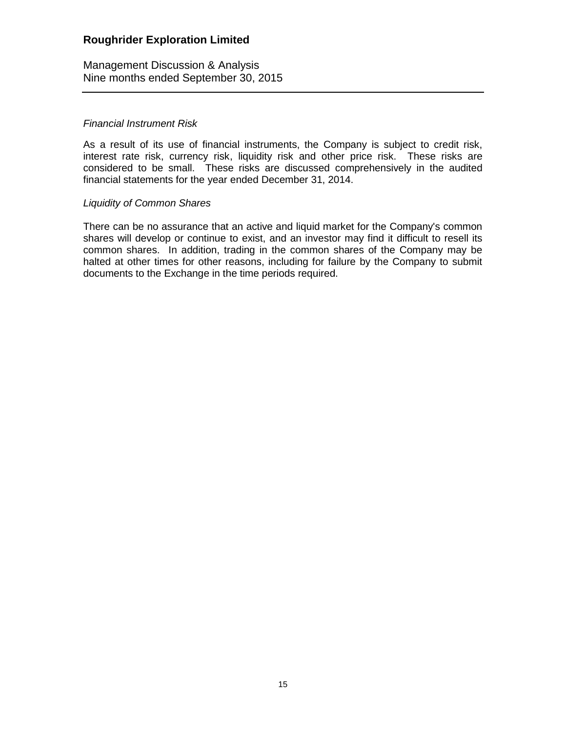*Financial Instrument Risk*

As a result of its use of financial instruments, the Company is subject to credit risk, interest rate risk, currency risk, liquidity risk and other price risk. These risks are considered to be small. These risks are discussed comprehensively in the audited financial statements for the year ended December 31, 2014.

*Liquidity of Common Shares*

There can be no assurance that an active and liquid market for the Company's common shares will develop or continue to exist, and an investor may find it difficult to resell its common shares. In addition, trading in the common shares of the Company may be halted at other times for other reasons, including for failure by the Company to submit documents to the Exchange in the time periods required.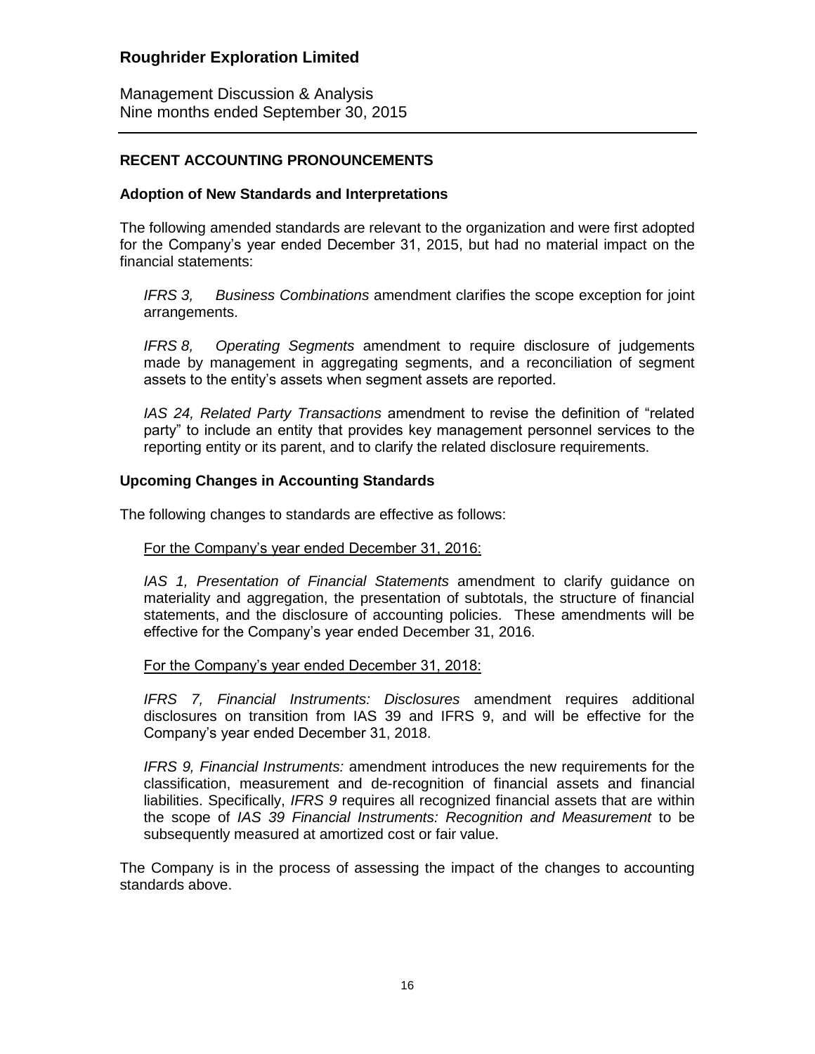## RECENT ACCOUNTING PRONOUNCEMENTS

### Adoption of New Standards and Interpretations

The following amended standards are relevant to the organization and were first adopted for the Company's year ended December 31, 2015, but had no material impact on the financial statements:

*IFRS 3, Business Combinations* amendment clarifies the scope exception for joint arrangements.

*IFRS 8, Operating Segments* amendment to require disclosure of judgements made by management in aggregating segments, and a reconciliation of segment assets to the entity's assets when segment assets are reported.

*IAS 24, Related Party Transactions* amendment to revise the definition of "related party" to include an entity that provides key management personnel services to the reporting entity or its parent, and to clarify the related disclosure requirements.

### Upcoming Changes in Accounting Standards

The following changes to standards are effective as follows:

For the Company's year ended December 31, 2016:

*IAS 1, Presentation of Financial Statements* amendment to clarify guidance on materiality and aggregation, the presentation of subtotals, the structure of financial statements, and the disclosure of accounting policies. These amendments will be effective for the Company's year ended December 31, 2016.

For the Company's year ended December 31, 2018:

*IFRS 7, Financial Instruments: Disclosures* amendment requires additional disclosures on transition from IAS 39 and IFRS 9, and will be effective for the Company's year ended December 31, 2018.

*IFRS 9, Financial Instruments:* amendment introduces the new requirements for the classification, measurement and de-recognition of financial assets and financial liabilities. Specifically, *IFRS 9* requires all recognized financial assets that are within the scope of *IAS 39 Financial Instruments: Recognition and Measurement* to be subsequently measured at amortized cost or fair value.

The Company is in the process of assessing the impact of the changes to accounting standards above.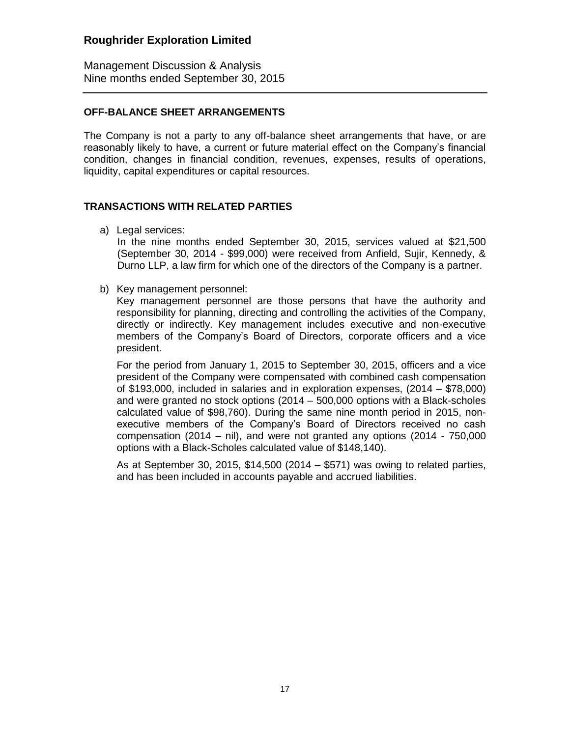## OFF-BALANCE SHEET ARRANGEMENTS

The Company is not a party to any off-balance sheet arrangements that have, or are reasonably likely to have, a current or future material effect on the Company's financial condition, changes in financial condition, revenues, expenses, results of operations, liquidity, capital expenditures or capital resources.

## TRANSACTIONS WITH RELATED PARTIES

a) Legal services:
   In the nine months ended September 30, 2015, services valued at $21,500 (September 30, 2014 - $99,000) were received from Anfield, Sujir, Kennedy, & Durno LLP, a law firm for which one of the directors of the Company is a partner.

b) Key management personnel:
   Key management personnel are those persons that have the authority and responsibility for planning, directing and controlling the activities of the Company, directly or indirectly. Key management includes executive and non-executive members of the Company's Board of Directors, corporate officers and a vice president.

   For the period from January 1, 2015 to September 30, 2015, officers and a vice president of the Company were compensated with combined cash compensation of $193,000, included in salaries and in exploration expenses, (2014 – $78,000) and were granted no stock options (2014 – 500,000 options with a Black-scholes calculated value of $98,760). During the same nine month period in 2015, non-executive members of the Company's Board of Directors received no cash compensation (2014 – nil), and were not granted any options (2014 - 750,000 options with a Black-Scholes calculated value of $148,140).

   As at September 30, 2015, $14,500 (2014 – $571) was owing to related parties, and has been included in accounts payable and accrued liabilities.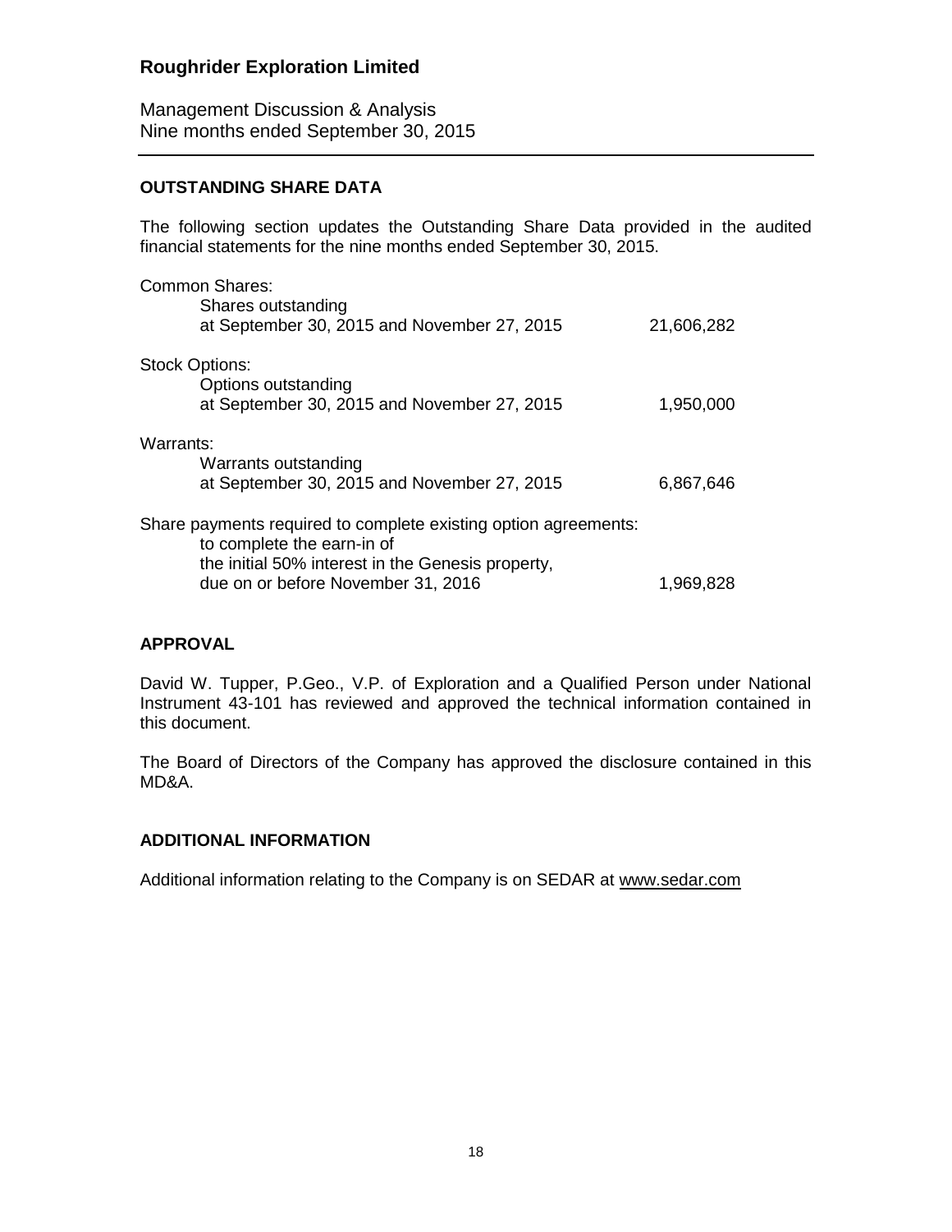## OUTSTANDING SHARE DATA

The following section updates the Outstanding Share Data provided in the audited financial statements for the nine months ended September 30, 2015.

| | |
|---|---|
| Common Shares: | |
| Shares outstanding at September 30, 2015 and November 27, 2015 | 21,606,282 |
| Stock Options: | |
| Options outstanding at September 30, 2015 and November 27, 2015 | 1,950,000 |
| Warrants: | |
| Warrants outstanding at September 30, 2015 and November 27, 2015 | 6,867,646 |
| Share payments required to complete existing option agreements: | |
| to complete the earn-in of the initial 50% interest in the Genesis property, due on or before November 31, 2016 | 1,969,828 |

## APPROVAL

David W. Tupper, P.Geo., V.P. of Exploration and a Qualified Person under National Instrument 43-101 has reviewed and approved the technical information contained in this document.

The Board of Directors of the Company has approved the disclosure contained in this MD&A.

## ADDITIONAL INFORMATION

Additional information relating to the Company is on SEDAR at www.sedar.com